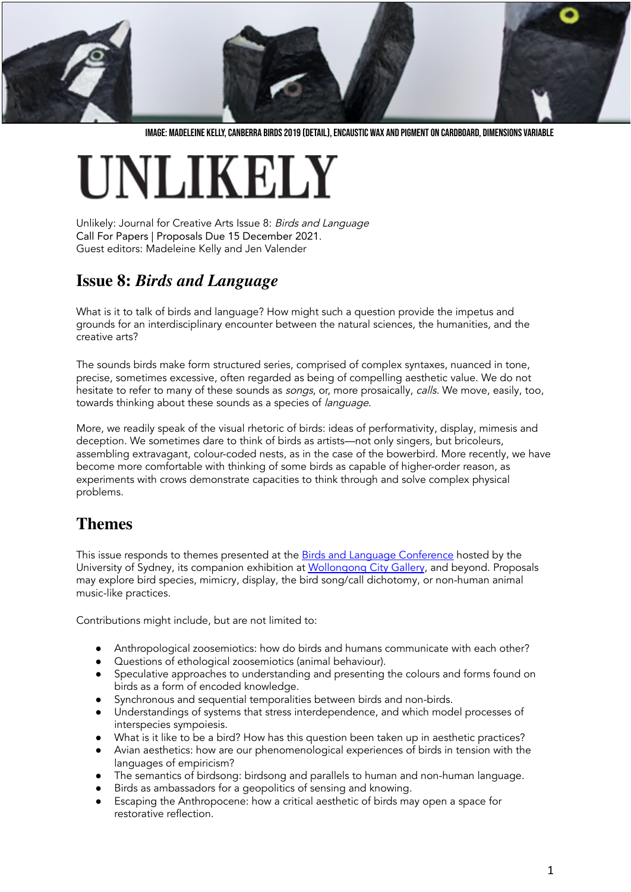IMAGE: MADELEINE KELLY, CANBERRA BIRDS 2019 (DETAIL), ENCAUSTIC WAX AND PIGMENT ON CARDBOARD, DIMENSIONS VARIABLE

# UNLIKELY

Unlikely: Journal for Creative Arts Issue 8: *Birds and Language*
Call For Papers | Proposals Due 15 December 2021.
Guest editors: Madeleine Kelly and Jen Valender

## Issue 8: *Birds and Language*

What is it to talk of birds and language? How might such a question provide the impetus and grounds for an interdisciplinary encounter between the natural sciences, the humanities, and the creative arts?

The sounds birds make form structured series, comprised of complex syntaxes, nuanced in tone, precise, sometimes excessive, often regarded as being of compelling aesthetic value. We do not hesitate to refer to many of these sounds as *songs*, or, more prosaically, *calls*. We move, easily, too, towards thinking about these sounds as a species of *language*.

More, we readily speak of the visual rhetoric of birds: ideas of performativity, display, mimesis and deception. We sometimes dare to think of birds as artists—not only singers, but bricoleurs, assembling extravagant, colour-coded nests, as in the case of the bowerbird. More recently, we have become more comfortable with thinking of some birds as capable of higher-order reason, as experiments with crows demonstrate capacities to think through and solve complex physical problems.

## Themes

This issue responds to themes presented at the Birds and Language Conference hosted by the University of Sydney, its companion exhibition at Wollongong City Gallery, and beyond. Proposals may explore bird species, mimicry, display, the bird song/call dichotomy, or non-human animal music-like practices.

Contributions might include, but are not limited to:

- Anthropological zoosemiotics: how do birds and humans communicate with each other?
- Questions of ethological zoosemiotics (animal behaviour).
- Speculative approaches to understanding and presenting the colours and forms found on birds as a form of encoded knowledge.
- Synchronous and sequential temporalities between birds and non-birds.
- Understandings of systems that stress interdependence, and which model processes of interspecies sympoiesis.
- What is it like to be a bird? How has this question been taken up in aesthetic practices?
- Avian aesthetics: how are our phenomenological experiences of birds in tension with the languages of empiricism?
- The semantics of birdsong: birdsong and parallels to human and non-human language.
- Birds as ambassadors for a geopolitics of sensing and knowing.
- Escaping the Anthropocene: how a critical aesthetic of birds may open a space for restorative reflection.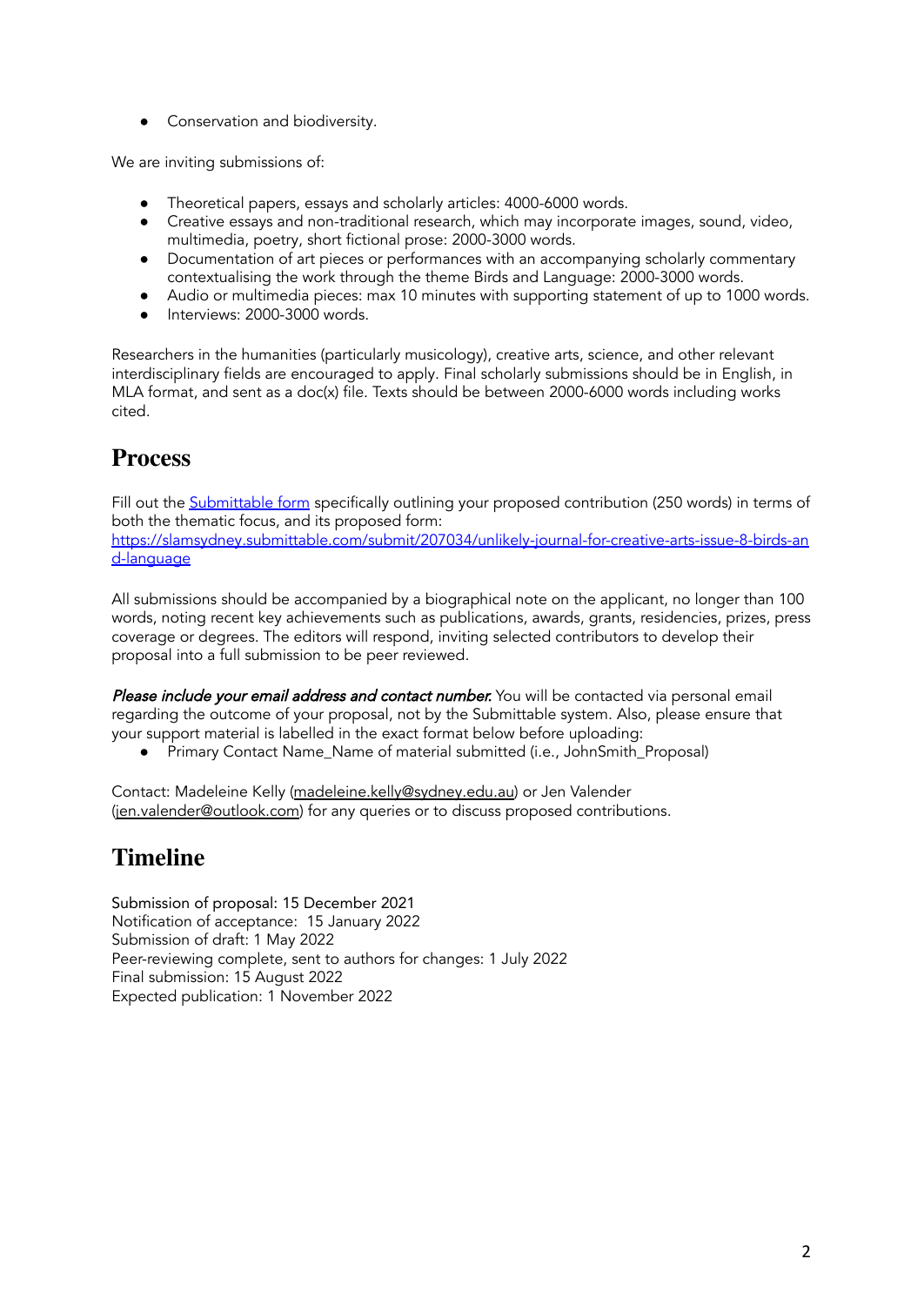- Conservation and biodiversity.

We are inviting submissions of:

- Theoretical papers, essays and scholarly articles: 4000-6000 words.
- Creative essays and non-traditional research, which may incorporate images, sound, video, multimedia, poetry, short fictional prose: 2000-3000 words.
- Documentation of art pieces or performances with an accompanying scholarly commentary contextualising the work through the theme Birds and Language: 2000-3000 words.
- Audio or multimedia pieces: max 10 minutes with supporting statement of up to 1000 words.
- Interviews: 2000-3000 words.

Researchers in the humanities (particularly musicology), creative arts, science, and other relevant interdisciplinary fields are encouraged to apply. Final scholarly submissions should be in English, in MLA format, and sent as a doc(x) file. Texts should be between 2000-6000 words including works cited.

## Process

Fill out the [Submittable form](https://slamsydney.submittable.com/submit/207034/unlikely-journal-for-creative-arts-issue-8-birds-and-language) specifically outlining your proposed contribution (250 words) in terms of both the thematic focus, and its proposed form:
[https://slamsydney.submittable.com/submit/207034/unlikely-journal-for-creative-arts-issue-8-birds-and-language](https://slamsydney.submittable.com/submit/207034/unlikely-journal-for-creative-arts-issue-8-birds-and-language)

All submissions should be accompanied by a biographical note on the applicant, no longer than 100 words, noting recent key achievements such as publications, awards, grants, residencies, prizes, press coverage or degrees. The editors will respond, inviting selected contributors to develop their proposal into a full submission to be peer reviewed.

***Please include your email address and contact number.*** You will be contacted via personal email regarding the outcome of your proposal, not by the Submittable system. Also, please ensure that your support material is labelled in the exact format below before uploading:

- Primary Contact Name_Name of material submitted (i.e., JohnSmith_Proposal)

Contact: Madeleine Kelly (madeleine.kelly@sydney.edu.au) or Jen Valender (jen.valender@outlook.com) for any queries or to discuss proposed contributions.

## Timeline

Submission of proposal: 15 December 2021
Notification of acceptance: 15 January 2022
Submission of draft: 1 May 2022
Peer-reviewing complete, sent to authors for changes: 1 July 2022
Final submission: 15 August 2022
Expected publication: 1 November 2022